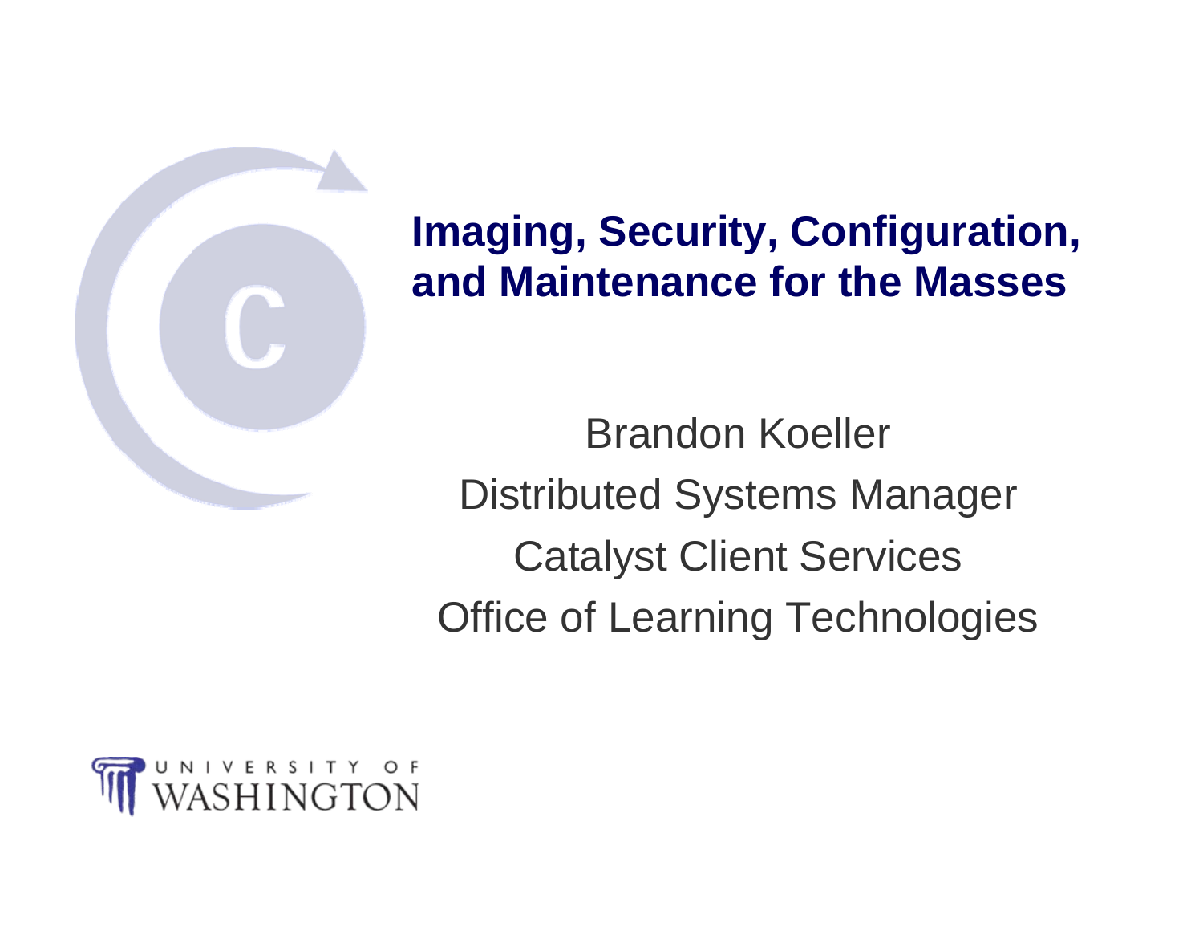# Imaging, Security, Configuration, and Maintenance for the Masses

Brandon Koeller

Distributed Systems Manager

Catalyst Client Services

Office of Learning Technologies

UNIVERSITY OF WASHINGTON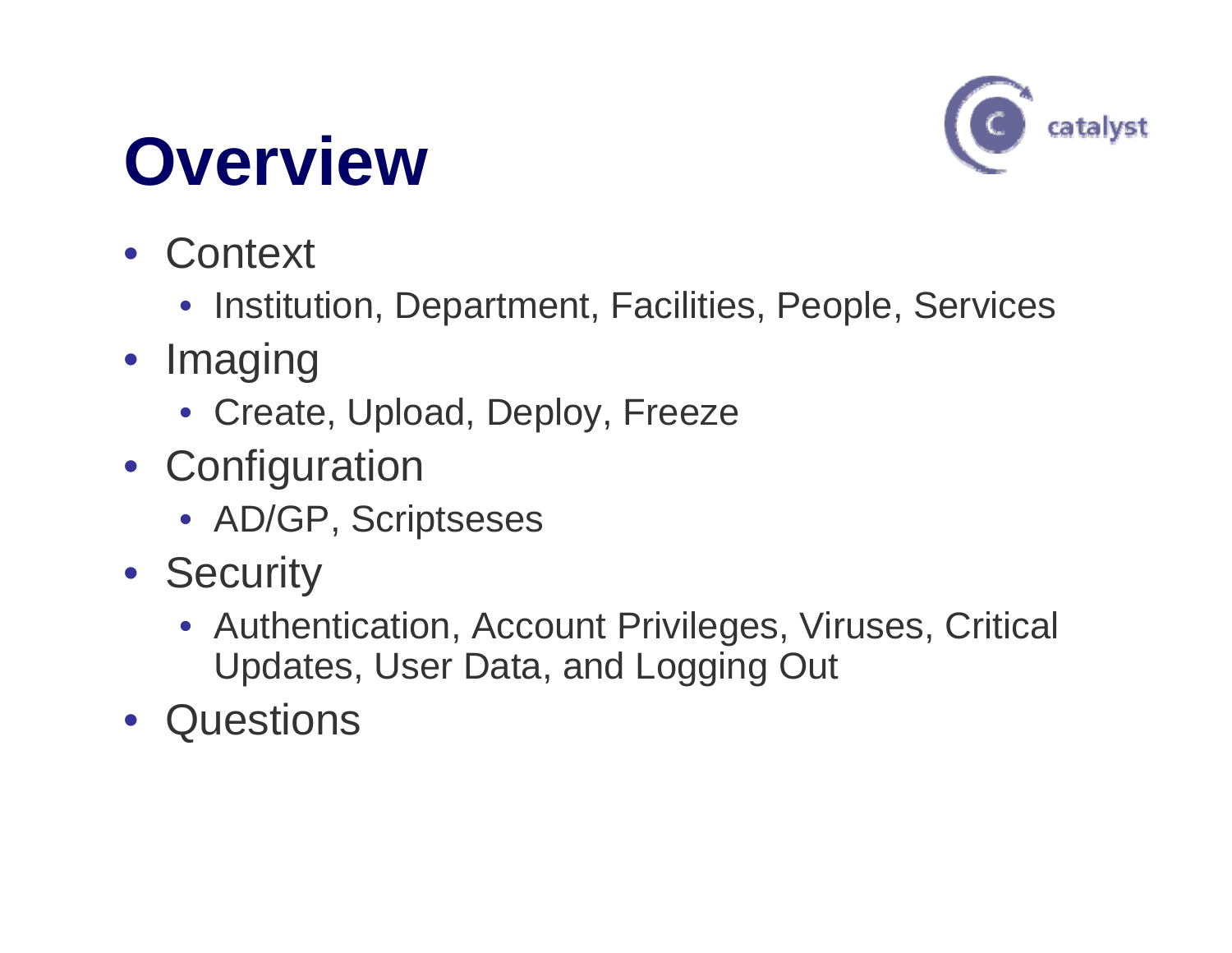# Overview

- Context
  - Institution, Department, Facilities, People, Services
- Imaging
  - Create, Upload, Deploy, Freeze
- Configuration
  - AD/GP, Scriptseses
- Security
  - Authentication, Account Privileges, Viruses, Critical Updates, User Data, and Logging Out
- Questions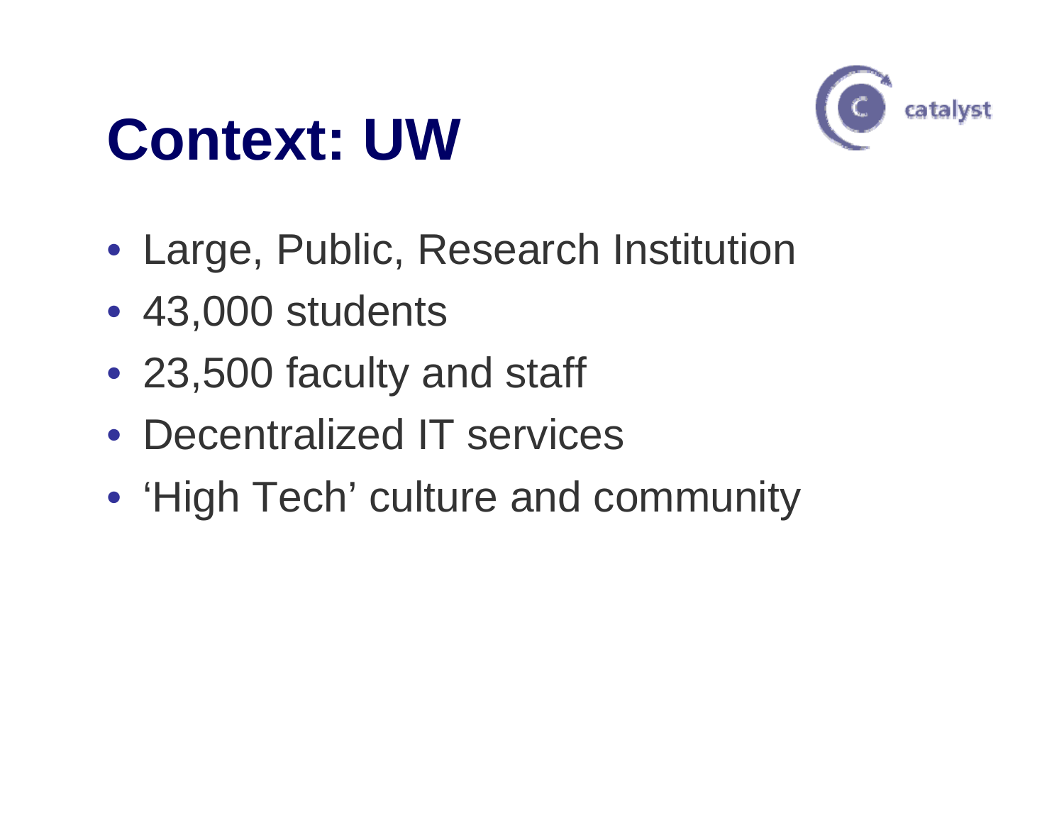# Context: UW

- Large, Public, Research Institution
- 43,000 students
- 23,500 faculty and staff
- Decentralized IT services
- ‘High Tech’ culture and community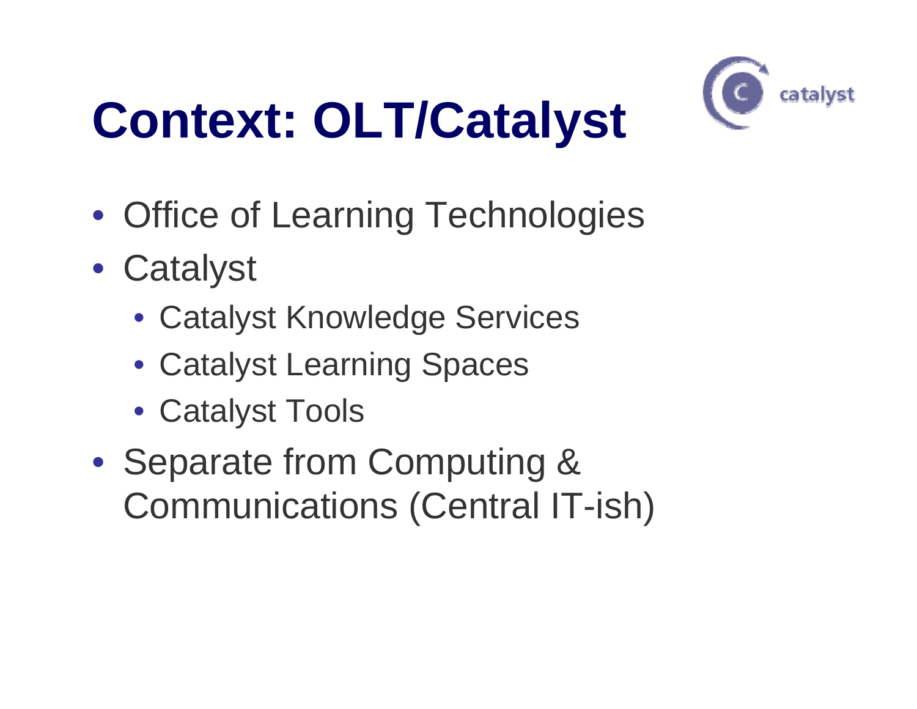# Context: OLT/Catalyst

- Office of Learning Technologies
- Catalyst
  - Catalyst Knowledge Services
  - Catalyst Learning Spaces
  - Catalyst Tools
- Separate from Computing & Communications (Central IT-ish)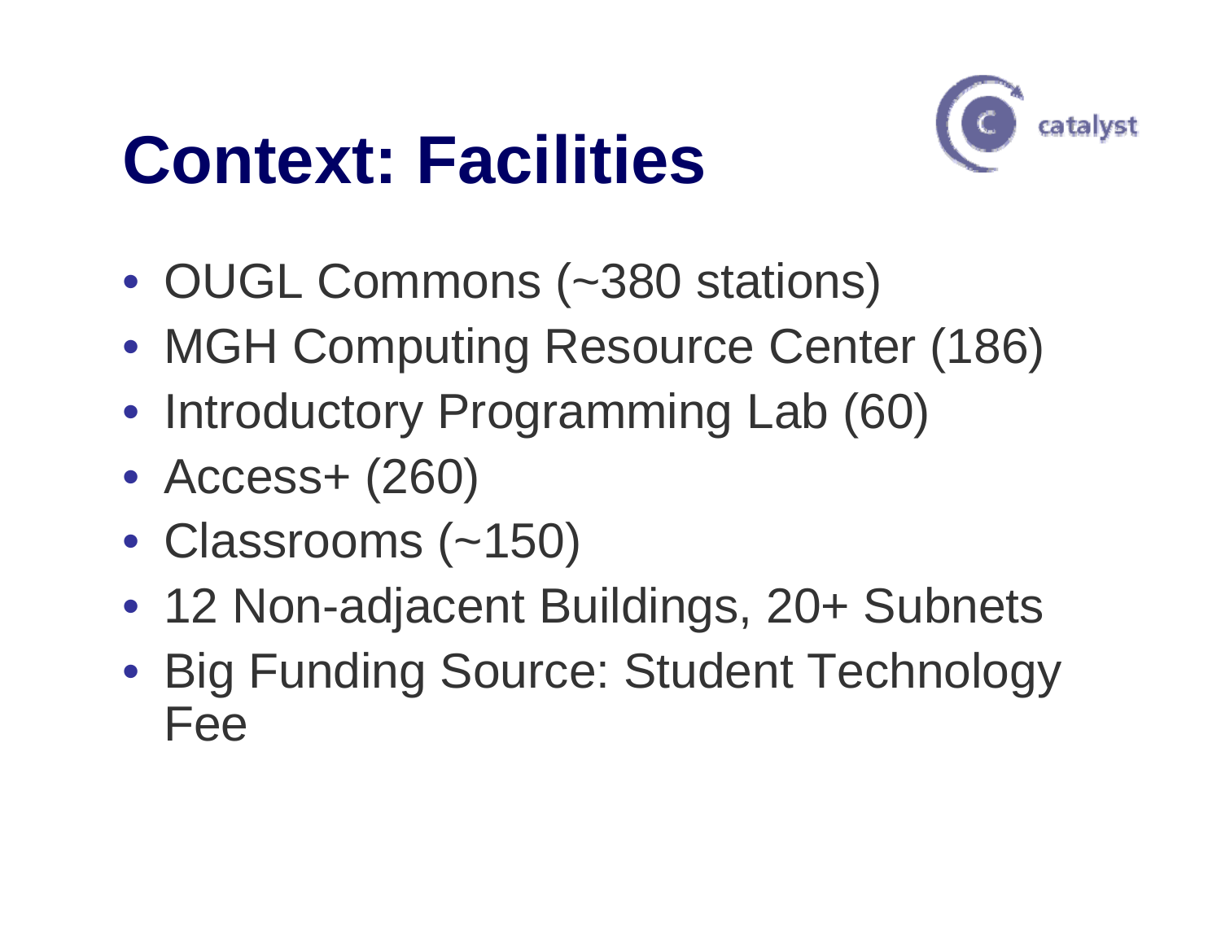# Context: Facilities

- OUGL Commons (~380 stations)
- MGH Computing Resource Center (186)
- Introductory Programming Lab (60)
- Access+ (260)
- Classrooms (~150)
- 12 Non-adjacent Buildings, 20+ Subnets
- Big Funding Source: Student Technology Fee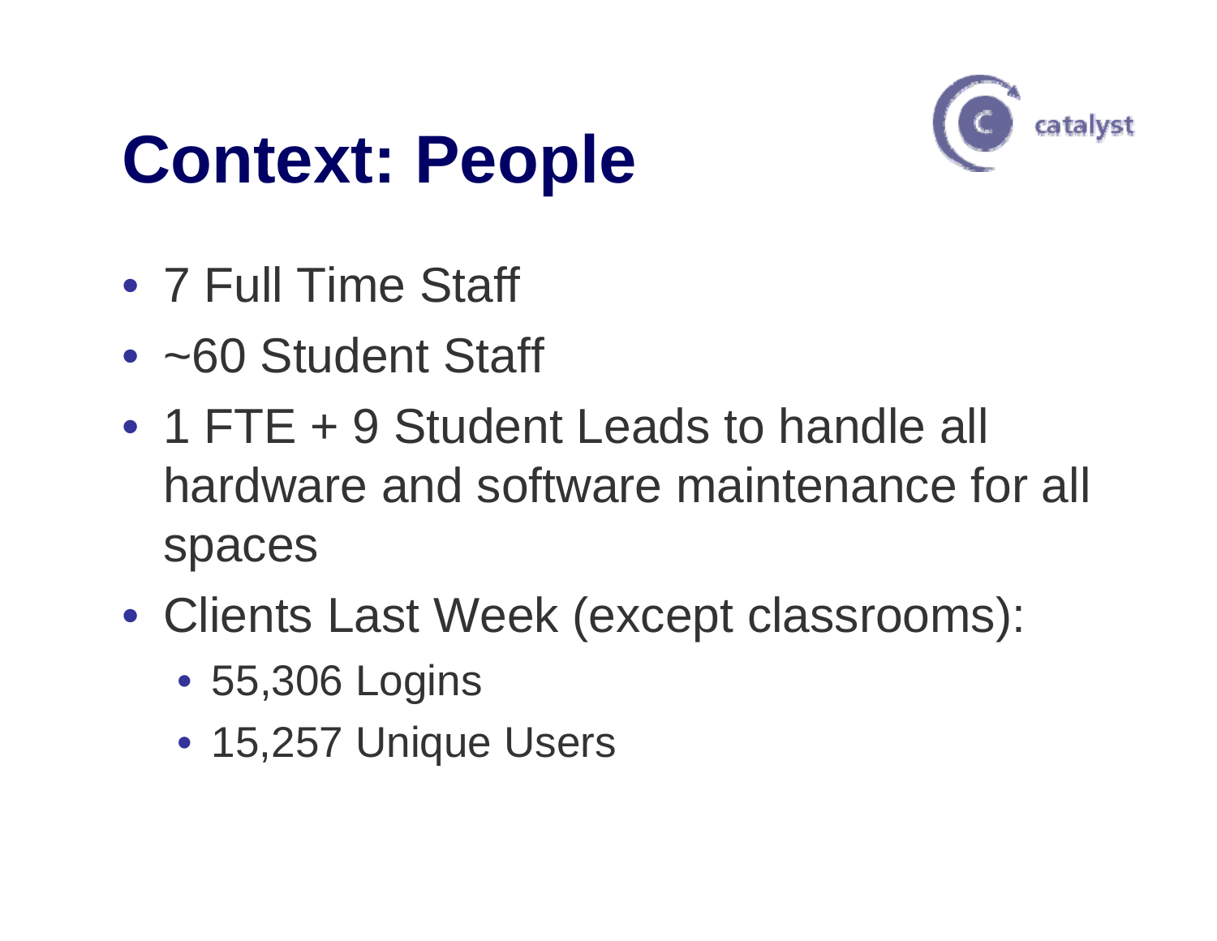# Context: People

- 7 Full Time Staff
- ~60 Student Staff
- 1 FTE + 9 Student Leads to handle all hardware and software maintenance for all spaces
- Clients Last Week (except classrooms):
  - 55,306 Logins
  - 15,257 Unique Users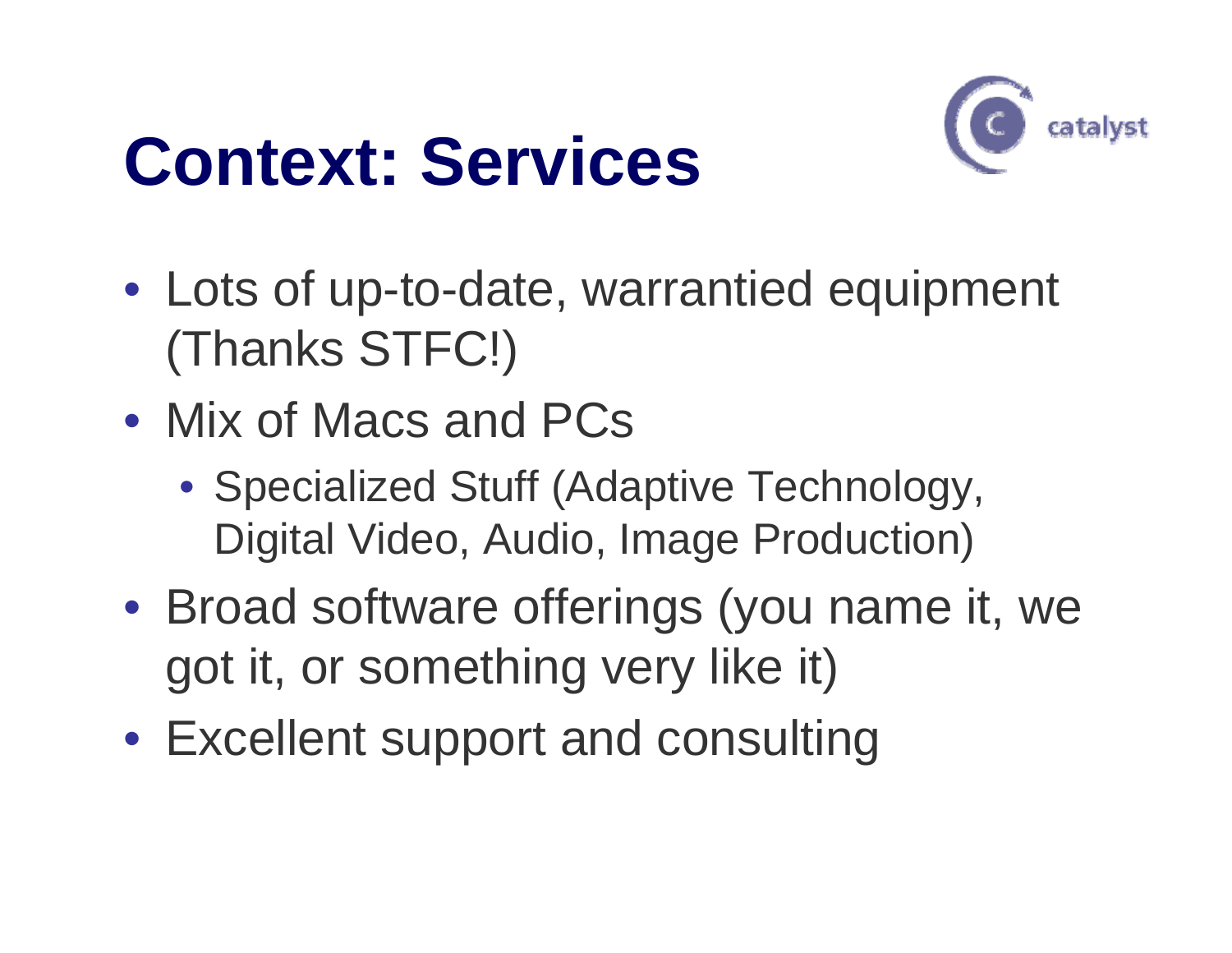# Context: Services

- Lots of up-to-date, warrantied equipment (Thanks STFC!)
- Mix of Macs and PCs
  - Specialized Stuff (Adaptive Technology, Digital Video, Audio, Image Production)
- Broad software offerings (you name it, we got it, or something very like it)
- Excellent support and consulting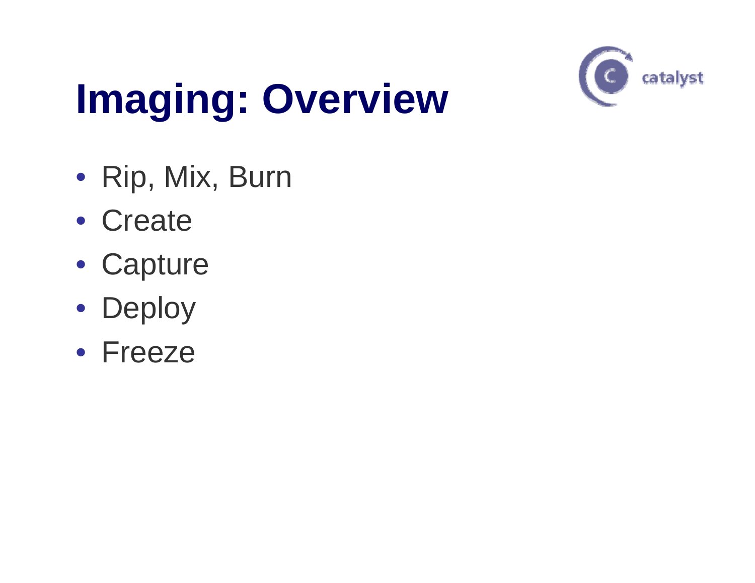# Imaging: Overview

- Rip, Mix, Burn
- Create
- Capture
- Deploy
- Freeze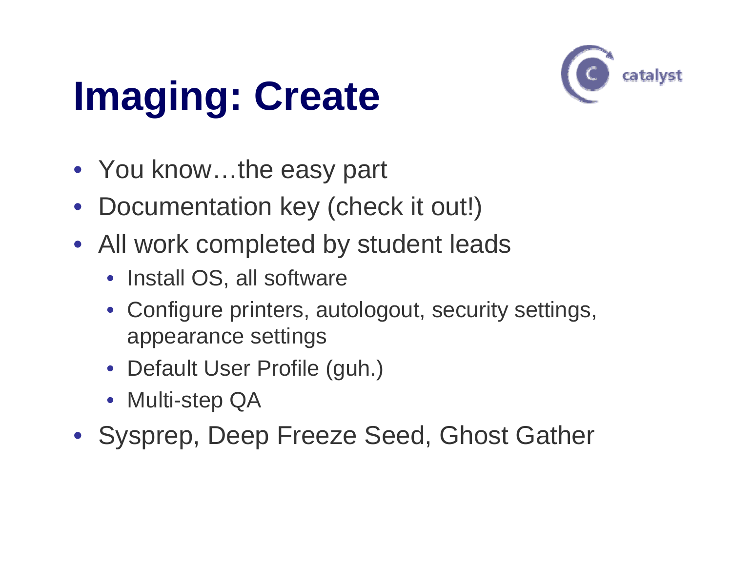# Imaging: Create

catalyst

- You know…the easy part
- Documentation key (check it out!)
- All work completed by student leads
  - Install OS, all software
  - Configure printers, autologout, security settings, appearance settings
  - Default User Profile (guh.)
  - Multi-step QA
- Sysprep, Deep Freeze Seed, Ghost Gather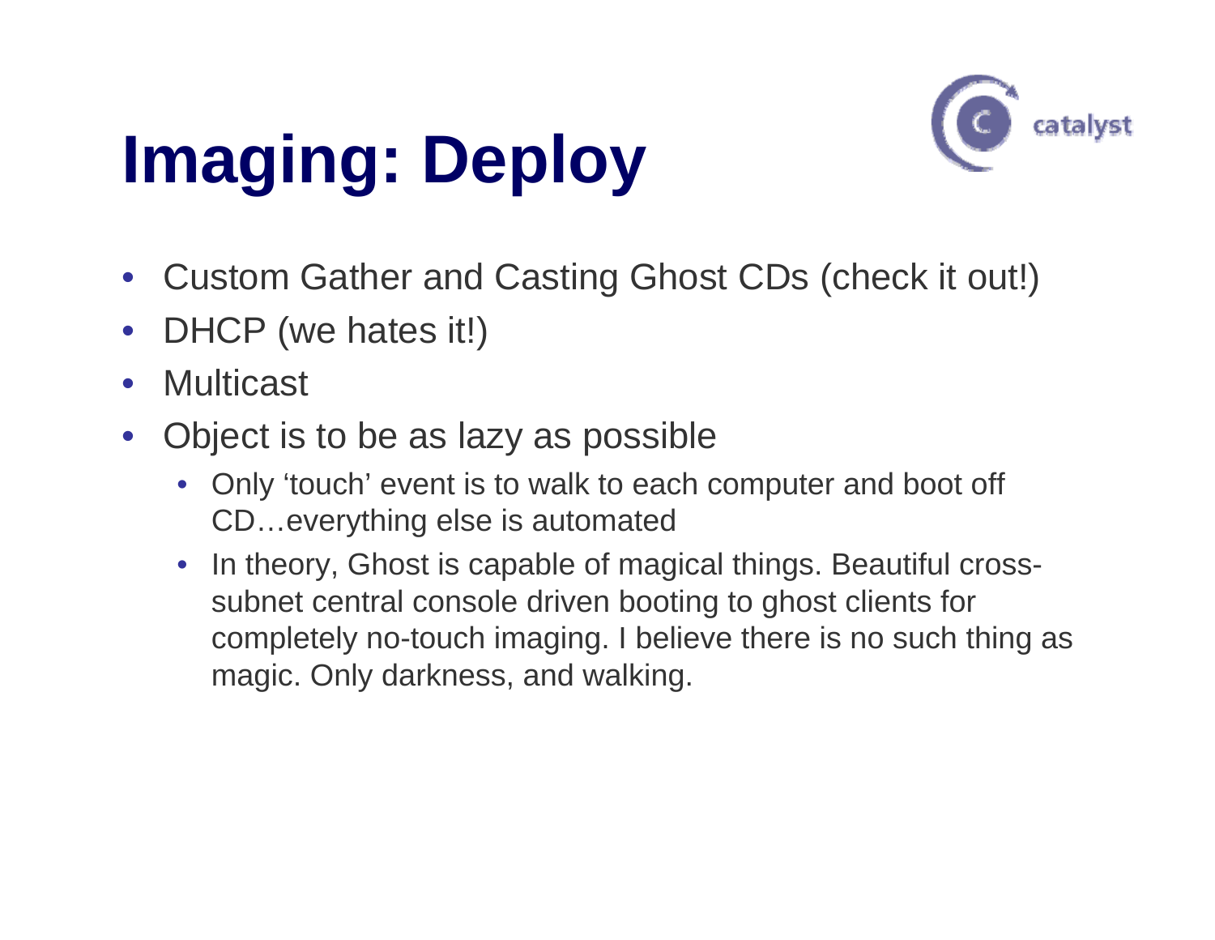# Imaging: Deploy

- Custom Gather and Casting Ghost CDs (check it out!)
- DHCP (we hates it!)
- Multicast
- Object is to be as lazy as possible
  - Only 'touch' event is to walk to each computer and boot off CD…everything else is automated
  - In theory, Ghost is capable of magical things. Beautiful cross-subnet central console driven booting to ghost clients for completely no-touch imaging. I believe there is no such thing as magic. Only darkness, and walking.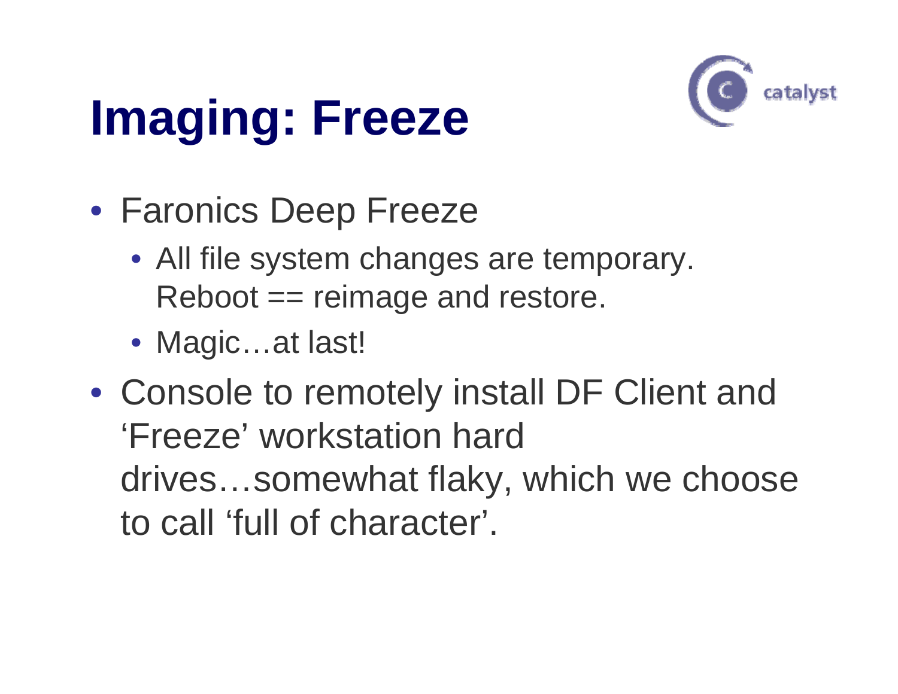# Imaging: Freeze

- Faronics Deep Freeze
  - All file system changes are temporary. Reboot == reimage and restore.
  - Magic…at last!
- Console to remotely install DF Client and 'Freeze' workstation hard drives…somewhat flaky, which we choose to call 'full of character'.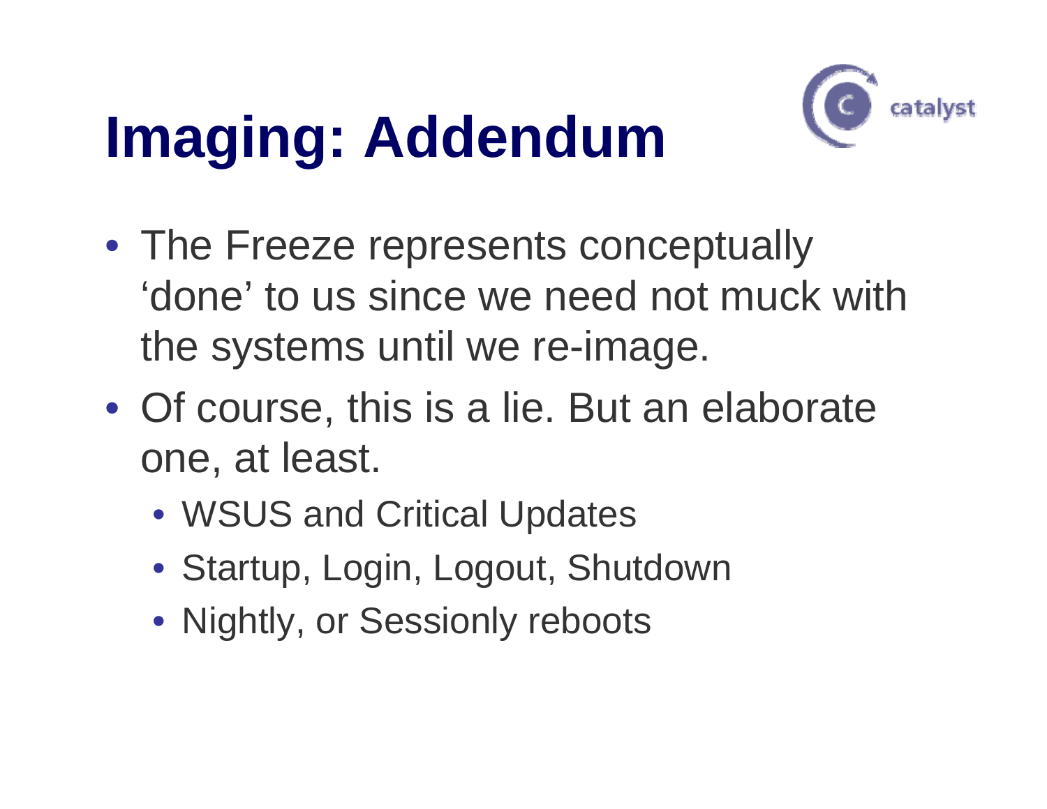# Imaging: Addendum

- The Freeze represents conceptually 'done' to us since we need not muck with the systems until we re-image.
- Of course, this is a lie. But an elaborate one, at least.
  - WSUS and Critical Updates
  - Startup, Login, Logout, Shutdown
  - Nightly, or Sessionly reboots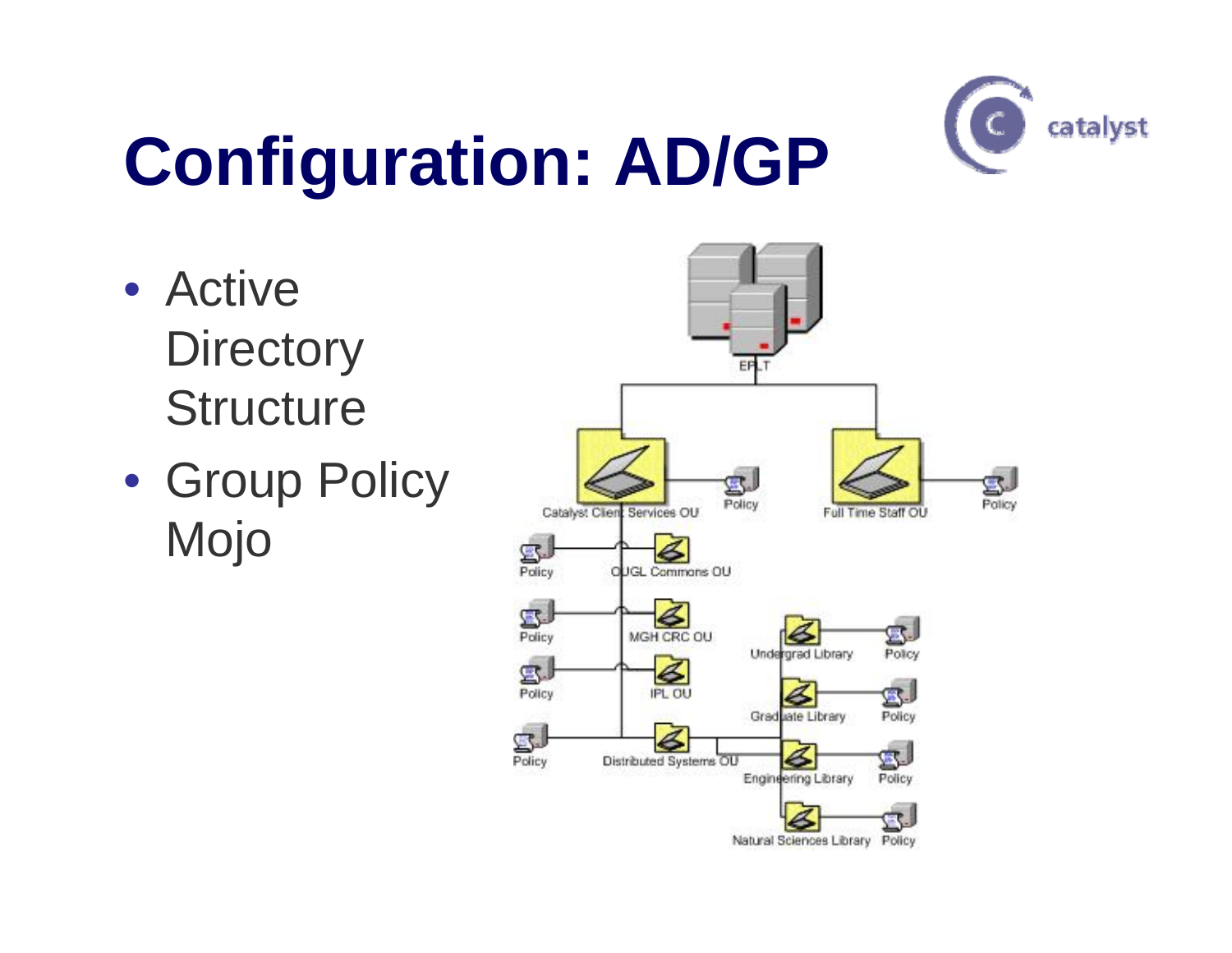# Configuration: AD/GP

- Active Directory Structure
- Group Policy Mojo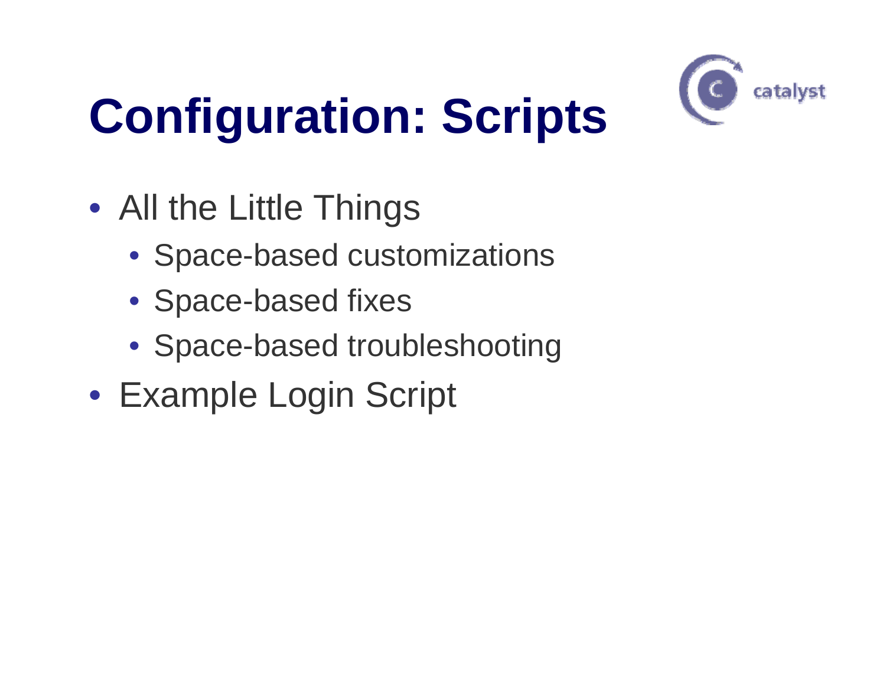# Configuration: Scripts

- All the Little Things
  - Space-based customizations
  - Space-based fixes
  - Space-based troubleshooting
- Example Login Script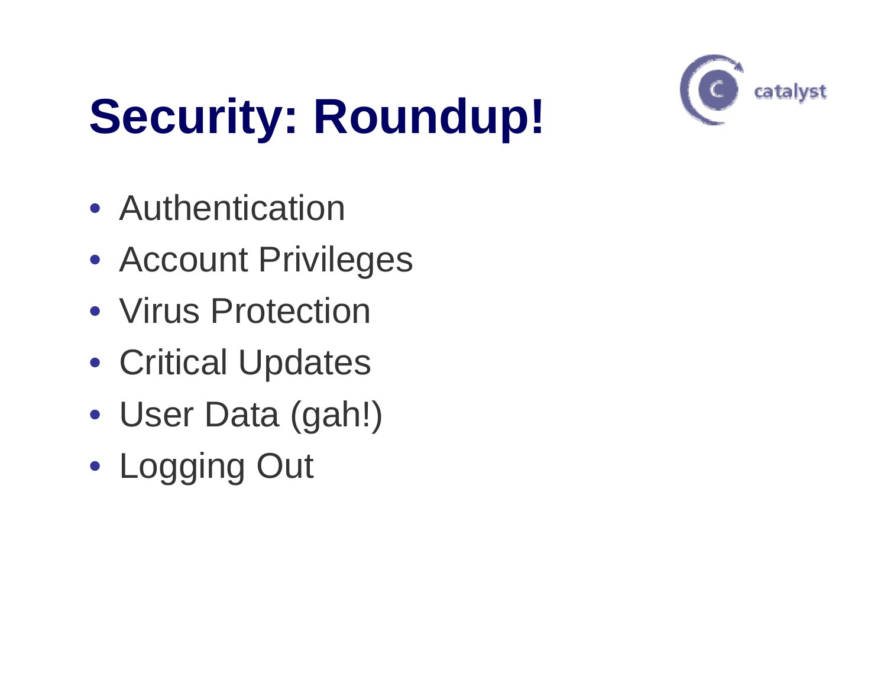# Security: Roundup!

- Authentication
- Account Privileges
- Virus Protection
- Critical Updates
- User Data (gah!)
- Logging Out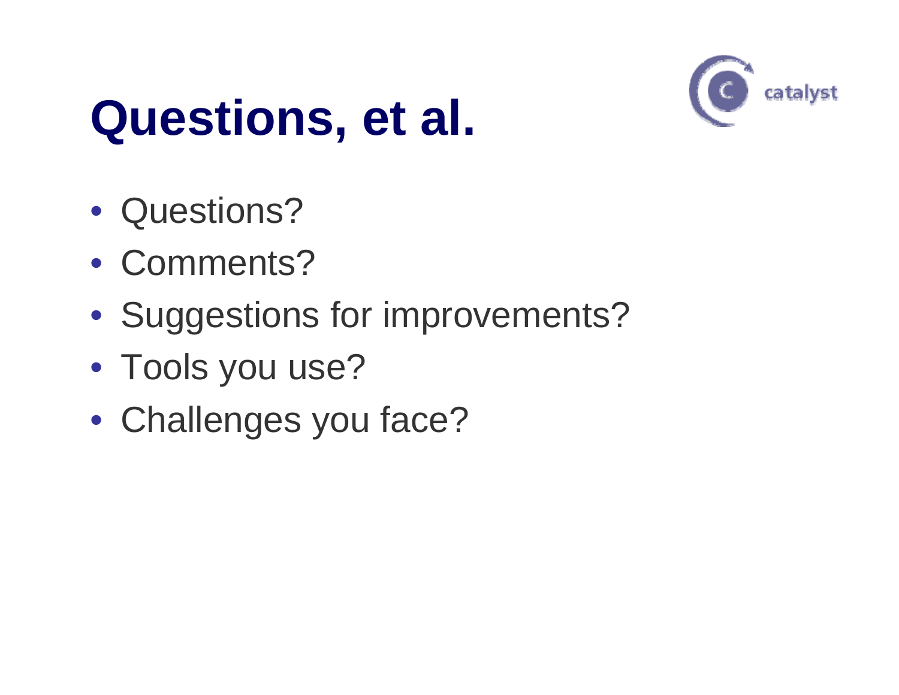# Questions, et al.

catalyst

- Questions?
- Comments?
- Suggestions for improvements?
- Tools you use?
- Challenges you face?